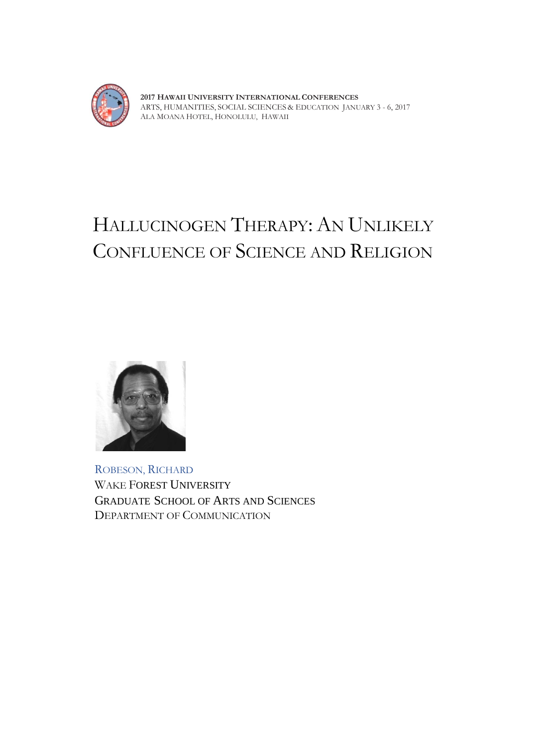**2017 Hawaii University International Conferences**
Arts, Humanities, Social Sciences & Education January 3 - 6, 2017
Ala Moana Hotel, Honolulu, Hawaii

# Hallucinogen Therapy: An Unlikely Confluence of Science and Religion

Robeson, Richard
Wake Forest University
Graduate School of Arts and Sciences
Department of Communication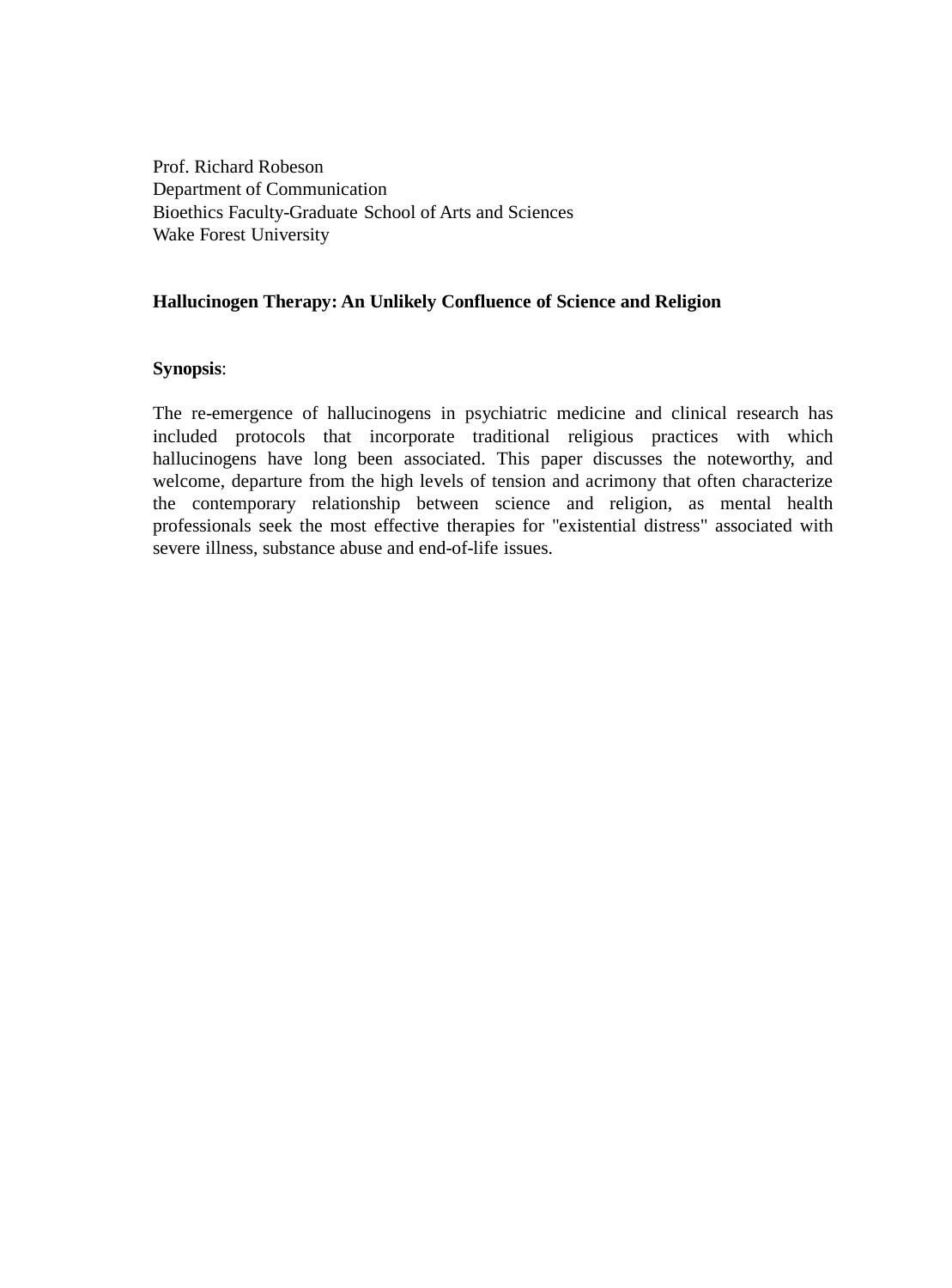Prof. Richard Robeson
Department of Communication
Bioethics Faculty-Graduate School of Arts and Sciences
Wake Forest University

**Hallucinogen Therapy: An Unlikely Confluence of Science and Religion**

**Synopsis**:

The re-emergence of hallucinogens in psychiatric medicine and clinical research has included protocols that incorporate traditional religious practices with which hallucinogens have long been associated. This paper discusses the noteworthy, and welcome, departure from the high levels of tension and acrimony that often characterize the contemporary relationship between science and religion, as mental health professionals seek the most effective therapies for "existential distress" associated with severe illness, substance abuse and end-of-life issues.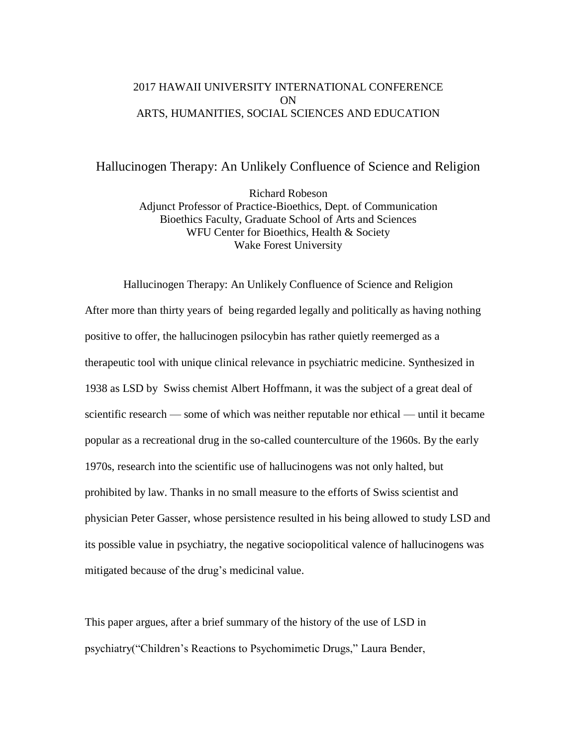2017 HAWAII UNIVERSITY INTERNATIONAL CONFERENCE
ON
ARTS, HUMANITIES, SOCIAL SCIENCES AND EDUCATION

# Hallucinogen Therapy: An Unlikely Confluence of Science and Religion

Richard Robeson
Adjunct Professor of Practice-Bioethics, Dept. of Communication
Bioethics Faculty, Graduate School of Arts and Sciences
WFU Center for Bioethics, Health & Society
Wake Forest University

Hallucinogen Therapy: An Unlikely Confluence of Science and Religion

After more than thirty years of being regarded legally and politically as having nothing positive to offer, the hallucinogen psilocybin has rather quietly reemerged as a therapeutic tool with unique clinical relevance in psychiatric medicine. Synthesized in 1938 as LSD by Swiss chemist Albert Hoffmann, it was the subject of a great deal of scientific research — some of which was neither reputable nor ethical — until it became popular as a recreational drug in the so-called counterculture of the 1960s. By the early 1970s, research into the scientific use of hallucinogens was not only halted, but prohibited by law. Thanks in no small measure to the efforts of Swiss scientist and physician Peter Gasser, whose persistence resulted in his being allowed to study LSD and its possible value in psychiatry, the negative sociopolitical valence of hallucinogens was mitigated because of the drug's medicinal value.

This paper argues, after a brief summary of the history of the use of LSD in psychiatry("Children's Reactions to Psychomimetic Drugs," Laura Bender,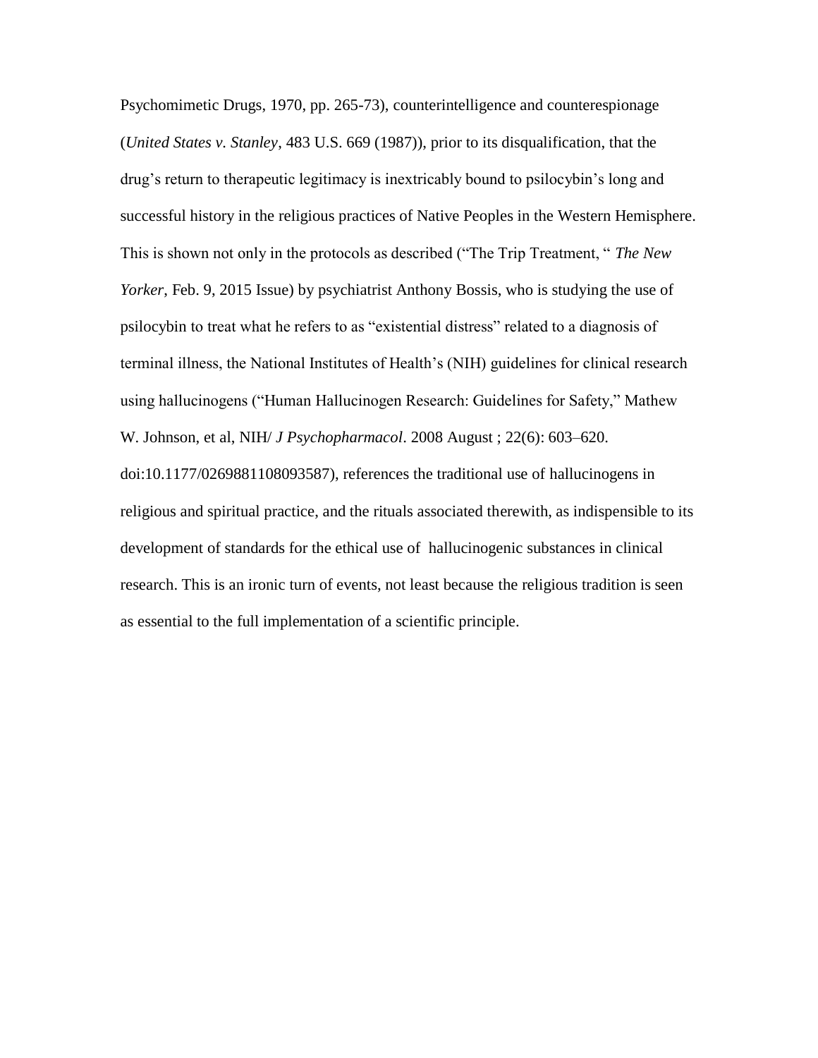Psychomimetic Drugs, 1970, pp. 265-73), counterintelligence and counterespionage (*United States v. Stanley*, 483 U.S. 669 (1987)), prior to its disqualification, that the drug's return to therapeutic legitimacy is inextricably bound to psilocybin's long and successful history in the religious practices of Native Peoples in the Western Hemisphere. This is shown not only in the protocols as described ("The Trip Treatment, " *The New Yorker*, Feb. 9, 2015 Issue) by psychiatrist Anthony Bossis, who is studying the use of psilocybin to treat what he refers to as "existential distress" related to a diagnosis of terminal illness, the National Institutes of Health's (NIH) guidelines for clinical research using hallucinogens ("Human Hallucinogen Research: Guidelines for Safety," Mathew W. Johnson, et al, NIH/ *J Psychopharmacol*. 2008 August ; 22(6): 603–620. doi:10.1177/0269881108093587), references the traditional use of hallucinogens in religious and spiritual practice, and the rituals associated therewith, as indispensible to its development of standards for the ethical use of hallucinogenic substances in clinical research. This is an ironic turn of events, not least because the religious tradition is seen as essential to the full implementation of a scientific principle.